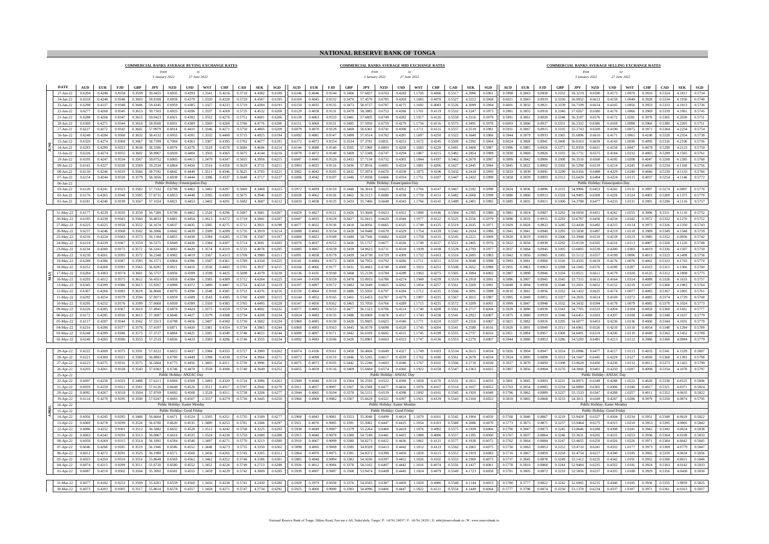# NATIONAL RESERVE BANK OF TONGA

| | COMMERCIAL BANKS AVERAGE BUYING EXCHANGE RATES from 3 January 2022 to 27 June 2022 | | | | | | | | | | | | COMMERCIAL BANKS AVERAGE MID EXCHANGE RATES from 3 January 2022 to 27 June 2022 | | | | | | | | | | | | COMMERCIAL BANKS AVERAGE SELLING EXCHANGE RATES from 3 January 2022 to 27 June 2022 | | | | | | | | | | | |
|---|---|---|---|---|---|---|---|---|---|---|---|---|---|---|---|---|---|---|---|---|---|---|---|---|---|---|---|---|---|---|---|---|---|---|---|---|
| DATE | AUD | EUR | FJD | GBP | JPY | NZD | USD | WST | CHF | CAD | SEK | SGD | AUD | EUR | FJD | GBP | JPY | NZD | USD | WST | CHF | CAD | SEK | SGD | AUD | EUR | FJD | GBP | JPY | NZD | USD | WST | CHF | CAD | SEK | SGD |
| 27-Jun-22 | 0.6294 | 0.4248 | 0.9358 | 0.3599 | 59.0455 | 0.6935 | 0.4393 | 1.3341 | 0.4216 | 0.5710 | 4.4382 | 0.6189 | 0.6146 | 0.4046 | 0.9144 | 0.3466 | 57.6837 | 0.6763 | 0.4283 | 1.1705 | 0.4066 | 0.5517 | 4.3096 | 0.5961 | 0.5998 | 0.3843 | 0.8930 | 0.3332 | 56.3219 | 0.6590 | 0.4173 | 1.0070 | 0.3916 | 0.5324 | 4.1811 | 0.5734 |
| 24-Jun-22 | 0.6318 | 0.4248 | 0.9346 | 0.3603 | 58.8188 | 0.6958 | 0.4379 | 1.3320 | 0.4228 | 0.5720 | 4.4507 | 0.6195 | 0.6169 | 0.4045 | 0.9132 | 0.3470 | 57.4570 | 0.6785 | 0.4269 | 1.1685 | 0.4078 | 0.5527 | 4.3222 | 0.5968 | 0.6021 | 0.3843 | 0.8919 | 0.3336 | 56.0952 | 0.6613 | 0.4159 | 1.0049 | 0.3928 | 0.5334 | 4.1936 | 0.5740 |
| 23-Jun-22 | 0.6298 | 0.4237 | 0.9348 | 0.3606 | 59.4345 | 0.6959 | 0.4385 | 1.3327 | 0.4233 | 0.5719 | 4.4384 | 0.6191 | 0.6150 | 0.4035 | 0.9135 | 0.3473 | 58.0727 | 0.6787 | 0.4275 | 1.1692 | 0.4083 | 0.5526 | 4.3099 | 0.5964 | 0.6001 | 0.3832 | 0.8921 | 0.3339 | 56.7109 | 0.6614 | 0.4165 | 1.0056 | 0.3933 | 0.5333 | 4.1813 | 0.5736 |
| 22-Jun-22 | 0.6277 | 0.4260 | 0.9345 | 0.3613 | 59.7503 | 0.6925 | 0.4396 | 1.3337 | 0.4269 | 0.5725 | 4.4532 | 0.6200 | 0.6129 | 0.4058 | 0.9131 | 0.3479 | 58.3885 | 0.6752 | 0.4286 | 1.1701 | 0.4119 | 0.5532 | 4.3247 | 0.5973 | 0.5981 | 0.3855 | 0.8918 | 0.3346 | 57.0267 | 0.6580 | 0.4176 | 1.0066 | 0.3969 | 0.5339 | 4.1961 | 0.5745 |
| 21-Jun-22 | 0.6288 | 0.4266 | 0.9347 | 0.3615 | 59.0423 | 0.6921 | 0.4392 | 1.3352 | 0.4276 | 0.5751 | 4.4601 | 0.6206 | 0.6139 | 0.4063 | 0.9133 | 0.3481 | 57.6805 | 0.6749 | 0.4282 | 1.1917 | 0.4126 | 0.5558 | 4.3316 | 0.5979 | 0.5991 | 0.3861 | 0.8920 | 0.3348 | 56.3187 | 0.6576 | 0.4172 | 1.0281 | 0.3976 | 0.5365 | 4.2030 | 0.5751 |
| 20-Jun-22 | 0.6300 | 0.4271 | 0.9344 | 0.3618 | 58.9568 | 0.6931 | 0.4389 | 1.3369 | 0.4266 | 0.5766 | 4.4776 | 0.6206 | 0.6151 | 0.4069 | 0.9131 | 0.3485 | 57.5950 | 0.6759 | 0.4279 | 1.1734 | 0.4116 | 0.5573 | 4.3491 | 0.5978 | 0.6003 | 0.3866 | 0.8917 | 0.3351 | 56.2332 | 0.6586 | 0.4169 | 1.0098 | 0.3966 | 0.5380 | 4.2205 | 0.5751 |
| 17-Jun-22 | 0.6227 | 0.4272 | 0.9343 | 0.3602 | 57.9979 | 0.6914 | 0.4410 | 1.3346 | 0.4271 | 0.5750 | 4.4805 | 0.6209 | 0.6079 | 0.4070 | 0.9129 | 0.3469 | 56.6361 | 0.6741 | 0.4300 | 1.1711 | 0.4121 | 0.5557 | 4.3519 | 0.5981 | 0.5931 | 0.3867 | 0.8915 | 0.3335 | 55.2743 | 0.6569 | 0.4190 | 1.0075 | 0.3971 | 0.5364 | 4.2234 | 0.5754 |
| 16-Jun-22 | 0.6240 | 0.4284 | 0.9360 | 0.3632 | 58.4132 | 0.6955 | 0.4391 | 1.3332 | 0.4400 | 0.5715 | 4.4925 | 0.6194 | 0.6092 | 0.4081 | 0.9147 | 0.3498 | 57.0514 | 0.6782 | 0.4281 | 1.1697 | 0.4250 | 0.5522 | 4.3640 | 0.5966 | 0.5944 | 0.3879 | 0.8933 | 0.3365 | 55.6896 | 0.6610 | 0.4171 | 1.0061 | 0.4100 | 0.5329 | 4.2354 | 0.5739 |
| 15-Jun-22 | 0.6320 | 0.4274 | 0.9368 | 0.3667 | 58.7399 | 0.7004 | 0.4363 | 1.3307 | 0.4395 | 0.5702 | 4.4677 | 0.6191 | 0.6172 | 0.4072 | 0.9154 | 0.3534 | 57.3781 | 0.6831 | 0.4253 | 1.1672 | 0.4245 | 0.5509 | 4.3392 | 0.5964 | 0.6024 | 0.3869 | 0.8941 | 0.3400 | 56.0163 | 0.6659 | 0.4143 | 1.0036 | 0.4095 | 0.5316 | 4.2106 | 0.5736 |
| 14-Jun-22 | 0.6293 | 0.4290 | 0.9353 | 0.3638 | 58.5586 | 0.6976 | 0.4378 | 1.3318 | 0.4378 | 0.5684 | 4.4694 | 0.6214 | 0.6144 | 0.4088 | 0.9140 | 0.3505 | 57.1968 | 0.6803 | 0.4268 | 1.1683 | 0.4228 | 0.5491 | 4.3408 | 0.5987 | 0.5996 | 0.3885 | 0.8926 | 0.3371 | 55.8350 | 0.6631 | 0.4158 | 1.0047 | 0.4078 | 0.5298 | 4.2123 | 0.5759 |
| 13-Jun-22 | 0.6226 | 0.4274 | 0.9355 | 0.3602 | 58.8967 | 0.6920 | 0.4404 | 1.3503 | 0.4365 | 0.5675 | 4.4144 | 0.6216 | 0.6078 | 0.4072 | 0.9140 | 0.3469 | 57.5349 | 0.6747 | 0.4294 | 1.1867 | 0.4215 | 0.5482 | 4.2854 | 0.5989 | 0.5930 | 0.3869 | 0.8926 | 0.3335 | 56.1731 | 0.6575 | 0.4184 | 1.0232 | 0.4065 | 0.5289 | 4.1565 | 0.5761 |
| 10-Jun-22 | 0.6195 | 0.4247 | 0.9334 | 0.3567 | 59.0752 | 0.6905 | 0.4415 | 1.3479 | 0.4347 | 0.5655 | 4.3956 | 0.6215 | 0.6047 | 0.4045 | 0.9120 | 0.3433 | 57.7134 | 0.6732 | 0.4305 | 1.1844 | 0.4197 | 0.5462 | 4.2670 | 0.5987 | 0.5899 | 0.3842 | 0.8906 | 0.3300 | 56.3516 | 0.6560 | 0.4195 | 1.0208 | 0.4047 | 0.5269 | 4.1385 | 0.5760 |
| 09-Jun-22 | 0.6141 | 0.4227 | 0.9330 | 0.3569 | 59.2534 | 0.6864 | 0.4434 | 1.3516 | 0.4356 | 0.5620 | 4.3731 | 0.6211 | 0.5993 | 0.4025 | 0.9116 | 0.3436 | 57.8916 | 0.6691 | 0.4324 | 1.1881 | 0.4206 | 0.5427 | 4.2445 | 0.5984 | 0.5845 | 0.3822 | 0.8902 | 0.3302 | 56.5298 | 0.6519 | 0.4214 | 1.0245 | 0.4056 | 0.5234 | 4.1160 | 0.5756 |
| 08-Jun-22 | 0.6130 | 0.4244 | 0.9319 | 0.3566 | 58.7592 | 0.6842 | 0.4449 | 1.3511 | 0.4346 | 0.5625 | 4.3703 | 0.6221 | 0.5982 | 0.4042 | 0.9105 | 0.3432 | 57.3974 | 0.6670 | 0.4339 | 1.1875 | 0.4196 | 0.5432 | 4.2418 | 0.5993 | 0.5833 | 0.3839 | 0.8891 | 0.3299 | 56.0356 | 0.6498 | 0.4229 | 1.0240 | 0.4046 | 0.5239 | 4.1133 | 0.5766 |
| 07-Jun-22 | 0.6154 | 0.4244 | 0.9320 | 0.3579 | 58.3656 | 0.6838 | 0.4444 | 1.3386 | 0.4337 | 0.5640 | 4.3717 | 0.6227 | 0.6006 | 0.4042 | 0.9107 | 0.3446 | 57.0038 | 0.6666 | 0.4334 | 1.1751 | 0.4187 | 0.5447 | 4.2432 | 0.5999 | 0.5858 | 0.3839 | 0.8893 | 0.3312 | 55.6420 | 0.6494 | 0.4224 | 1.0115 | 0.4037 | 0.5254 | 4.1146 | 0.5772 |
| 06-Jun-22 | Public Holiday: Emancipation Day | | | | | | | | | | | | Public Holiday: Emancipation Day | | | | | | | | | | | | Public Holiday: Emancipation Day | | | | | | | | | | | |
| 03-Jun-22 | 0.6120 | 0.4241 | 0.9323 | 0.3582 | 57.7232 | 0.6798 | 0.4462 | 1.3402 | 0.4297 | 0.5660 | 4.3468 | 0.6225 | 0.5972 | 0.4039 | 0.9110 | 0.3448 | 56.3614 | 0.6625 | 0.4352 | 1.1766 | 0.4147 | 0.5467 | 4.2182 | 0.5998 | 0.5824 | 0.3836 | 0.8896 | 0.3315 | 54.9996 | 0.6453 | 0.4242 | 1.0131 | 0.3997 | 0.5274 | 4.0897 | 0.5770 |
| 02-Jun-22 | 0.6176 | 0.4265 | 0.9340 | 0.3595 | 57.6731 | 0.6853 | 0.4448 | 1.3395 | 0.4303 | 0.5675 | 4.3946 | 0.6225 | 0.6028 | 0.4062 | 0.9126 | 0.3462 | 56.3113 | 0.6680 | 0.4338 | 1.1759 | 0.4153 | 0.5482 | 4.2660 | 0.5998 | 0.5880 | 0.3860 | 0.8913 | 0.3328 | 54.9495 | 0.6508 | 0.4228 | 1.0124 | 0.4003 | 0.5289 | 4.1375 | 0.5770 |
| 01-Jun-22 | 0.6181 | 0.4240 | 0.9339 | 0.3567 | 57.1024 | 0.6821 | 0.4453 | 1.3402 | 0.4291 | 0.5682 | 4.3687 | 0.6212 | 0.6033 | 0.4038 | 0.9125 | 0.3433 | 55.7406 | 0.6649 | 0.4343 | 1.1766 | 0.4141 | 0.5489 | 4.2401 | 0.5985 | 0.5885 | 0.3835 | 0.8911 | 0.3300 | 54.3788 | 0.6477 | 0.4233 | 1.0131 | 0.3991 | 0.5296 | 4.1116 | 0.5757 |
| 31-May-22 | 0.6177 | 0.4229 | 0.9335 | 0.3559 | 56.7286 | 0.6796 | 0.4462 | 1.3526 | 0.4296 | 0.5697 | 4.3681 | 0.6207 | 0.6029 | 0.4027 | 0.9121 | 0.3426 | 55.3668 | 0.6623 | 0.4352 | 1.1890 | 0.4146 | 0.5504 | 4.2395 | 0.5980 | 0.5881 | 0.3824 | 0.8907 | 0.3292 | 54.0050 | 0.6451 | 0.4242 | 1.0255 | 0.3996 | 0.5311 | 4.1110 | 0.5752 |
| 30-May-22 | 0.6195 | 0.4238 | 0.9343 | 0.3560 | 56.4033 | 0.6801 | 0.4454 | 1.3613 | 0.4272 | 0.5718 | 4.3841 | 0.6207 | 0.6047 | 0.4035 | 0.9129 | 0.3427 | 55.0415 | 0.6629 | 0.4344 | 1.1977 | 0.4122 | 0.5525 | 4.2556 | 0.5979 | 0.5898 | 0.3833 | 0.8915 | 0.3293 | 53.6797 | 0.6456 | 0.4234 | 1.0342 | 0.3972 | 0.5332 | 4.1270 | 0.5752 |
| 27-May-22 | 0.6225 | 0.4225 | 0.9350 | 0.3552 | 56.1674 | 0.6837 | 0.4435 | 1.3385 | 0.4275 | 0.5712 | 4.3921 | 0.6198 | 0.6077 | 0.4022 | 0.9136 | 0.3418 | 54.8056 | 0.6665 | 0.4325 | 1.1749 | 0.4125 | 0.5519 | 4.2635 | 0.5971 | 0.5929 | 0.3820 | 0.8922 | 0.3285 | 53.4438 | 0.6492 | 0.4215 | 1.0114 | 0.3975 | 0.5326 | 4.1350 | 0.5743 |
| 26-May-22 | 0.6237 | 0.4246 | 0.9368 | 0.3562 | 56.3066 | 0.6842 | 0.4439 | 1.3389 | 0.4289 | 0.5735 | 4.3919 | 0.6214 | 0.6089 | 0.4043 | 0.9154 | 0.3428 | 54.9448 | 0.6670 | 0.4329 | 1.1754 | 0.4139 | 0.5542 | 4.2634 | 0.5986 | 0.5941 | 0.3841 | 0.8940 | 0.3295 | 53.5830 | 0.6497 | 0.4219 | 1.0118 | 0.3989 | 0.5349 | 4.1348 | 0.5759 |
| 25-May-22 | 0.6216 | 0.4224 | 0.9363 | 0.3573 | 56.1184 | 0.6855 | 0.4438 | 1.3394 | 0.4285 | 0.5738 | 4.3507 | 0.6197 | 0.6068 | 0.4022 | 0.9149 | 0.3440 | 54.7566 | 0.6682 | 0.4328 | 1.1758 | 0.4135 | 0.5545 | 4.2221 | 0.5969 | 0.5920 | 0.3819 | 0.8935 | 0.3306 | 53.3948 | 0.6510 | 0.4218 | 1.0123 | 0.3985 | 0.5352 | 4.0936 | 0.5742 |
| 24-May-22 | 0.6218 | 0.4239 | 0.9367 | 0.3559 | 56.5375 | 0.6849 | 0.4436 | 1.3384 | 0.4307 | 0.5714 | 4.3691 | 0.6203 | 0.6070 | 0.4037 | 0.9153 | 0.3426 | 55.1757 | 0.6677 | 0.4326 | 1.1749 | 0.4157 | 0.5521 | 4.2405 | 0.5976 | 0.5922 | 0.3834 | 0.8939 | 0.3292 | 53.8139 | 0.6505 | 0.4216 | 1.0113 | 0.4007 | 0.5328 | 4.1120 | 0.5748 |
| 23-May-22 | 0.6234 | 0.4269 | 0.9373 | 0.3572 | 56.3241 | 0.6883 | 0.4420 | 1.3574 | 0.4319 | 0.5723 | 4.4078 | 0.6205 | 0.6085 | 0.4067 | 0.9159 | 0.3439 | 54.9623 | 0.6711 | 0.4310 | 1.1939 | 0.4169 | 0.5529 | 4.2793 | 0.5977 | 0.5937 | 0.3864 | 0.8945 | 0.3305 | 53.6005 | 0.6539 | 0.4200 | 1.0303 | 0.4019 | 0.5336 | 4.1507 | 0.5750 |
| 20-May-22 | 0.6239 | 0.4261 | 0.9393 | 0.3572 | 56.2348 | 0.6902 | 0.4419 | 1.3367 | 0.4313 | 0.5709 | 4.3980 | 0.6211 | 0.6091 | 0.4058 | 0.9179 | 0.3439 | 54.8730 | 0.6729 | 0.4309 | 1.1732 | 0.4163 | 0.5516 | 4.2695 | 0.5983 | 0.5942 | 0.3856 | 0.8965 | 0.3305 | 53.5112 | 0.6557 | 0.4199 | 1.0096 | 0.4013 | 0.5323 | 4.1409 | 0.5756 |
| 19-May-22 | 0.6289 | 0.4286 | 0.9387 | 0.3593 | 56.1571 | 0.6964 | 0.4396 | 1.3347 | 0.4361 | 0.5709 | 4.4334 | 0.6225 | 0.6141 | 0.4084 | 0.9173 | 0.3459 | 54.7953 | 0.6792 | 0.4286 | 1.1711 | 0.4211 | 0.5516 | 4.3048 | 0.5998 | 0.5993 | 0.3881 | 0.8960 | 0.3326 | 53.4335 | 0.6619 | 0.4176 | 1.0076 | 0.4061 | 0.5323 | 4.1763 | 0.5770 |
| 18-May-22 | 0.6252 | 0.4268 | 0.9391 | 0.3565 | 56.8281 | 0.6921 | 0.4410 | 1.3558 | 0.4403 | 0.5701 | 4.3937 | 0.6215 | 0.6104 | 0.4066 | 0.9177 | 0.3431 | 55.4663 | 0.6748 | 0.4300 | 1.1923 | 0.4253 | 0.5508 | 4.2652 | 0.5988 | 0.5955 | 0.3863 | 0.8963 | 0.3298 | 54.1045 | 0.6576 | 0.4190 | 1.0287 | 0.4103 | 0.5315 | 4.1366 | 0.5760 |
| 17-May-22 | 0.6284 | 0.4303 | 0.9374 | 0.3601 | 56.5757 | 0.6956 | 0.4399 | 1.3599 | 0.4425 | 0.5698 | 4.4379 | 0.6230 | 0.6136 | 0.4101 | 0.9160 | 0.3468 | 55.2139 | 0.6784 | 0.4289 | 1.1963 | 0.4275 | 0.5505 | 4.3094 | 0.6002 | 0.5987 | 0.3898 | 0.8946 | 0.3334 | 53.8521 | 0.6611 | 0.4179 | 1.0328 | 0.4125 | 0.5312 | 4.1808 | 0.5775 |
| 16-May-22 | 0.6293 | 0.4312 | 0.9373 | 0.3612 | 56.4551 | 0.6958 | 0.4384 | 1.3585 | 0.4389 | 0.5712 | 4.4204 | 0.6225 | 0.6144 | 0.4109 | 0.9159 | 0.3478 | 55.0933 | 0.6786 | 0.4274 | 1.1949 | 0.4239 | 0.5519 | 4.2918 | 0.5991 | 0.5996 | 0.3907 | 0.8945 | 0.3345 | 53.7315 | 0.6614 | 0.4164 | 1.0314 | 0.4089 | 0.5326 | 4.1633 | 0.5757 |
| 13-May-22 | 0.6345 | 0.4299 | 0.9386 | 0.3615 | 55.9267 | 0.6998 | 0.4372 | 1.3490 | 0.4407 | 0.5754 | 4.4554 | 0.6219 | 0.6197 | 0.4097 | 0.9172 | 0.3482 | 54.5649 | 0.6825 | 0.4262 | 1.1854 | 0.4257 | 0.5561 | 4.3269 | 0.5991 | 0.6049 | 0.3894 | 0.8958 | 0.3348 | 53.2031 | 0.6652 | 0.4152 | 1.0219 | 0.4107 | 0.5368 | 4.1983 | 0.5764 |
| 12-May-22 | 0.6307 | 0.4266 | 0.9383 | 0.3619 | 56.8668 | 0.6970 | 0.4394 | 1.3348 | 0.4385 | 0.5753 | 4.4376 | 0.6216 | 0.6159 | 0.4064 | 0.9169 | 0.3486 | 55.5050 | 0.6797 | 0.4284 | 1.1712 | 0.4235 | 0.5560 | 4.3091 | 0.5989 | 0.6010 | 0.3861 | 0.8956 | 0.3352 | 54.1432 | 0.6625 | 0.4174 | 1.0077 | 0.4085 | 0.5367 | 4.1805 | 0.5761 |
| 11-May-22 | 0.6292 | 0.4254 | 0.9379 | 0.3594 | 57.0071 | 0.6959 | 0.4389 | 1.3543 | 0.4385 | 0.5760 | 4.4300 | 0.6215 | 0.6144 | 0.4052 | 0.9165 | 0.3461 | 55.6453 | 0.6787 | 0.4279 | 1.1907 | 0.4235 | 0.5567 | 4.3015 | 0.5987 | 0.5995 | 0.3849 | 0.8951 | 0.3327 | 54.2835 | 0.6614 | 0.4169 | 1.0272 | 0.4085 | 0.5374 | 4.1729 | 0.5760 |
| 10-May-22 | 0.6295 | 0.4252 | 0.9376 | 0.3599 | 57.0668 | 0.6939 | 0.4399 | 1.3350 | 0.4385 | 0.5765 | 4.4495 | 0.6228 | 0.6147 | 0.4050 | 0.9162 | 0.3465 | 55.7050 | 0.6766 | 0.4289 | 1.1715 | 0.4235 | 0.5572 | 4.3209 | 0.6001 | 0.5999 | 0.3847 | 0.8948 | 0.3332 | 54.3432 | 0.6594 | 0.4179 | 1.0079 | 0.4085 | 0.5379 | 4.1924 | 0.5773 |
| 09-May-22 | 0.6226 | 0.4285 | 0.9367 | 0.3610 | 57.4941 | 0.6878 | 0.4424 | 1.3375 | 0.4358 | 0.5754 | 4.4002 | 0.6232 | 0.6077 | 0.4083 | 0.9153 | 0.3477 | 56.1323 | 0.6706 | 0.4314 | 1.1740 | 0.4208 | 0.5561 | 4.2717 | 0.6004 | 0.5929 | 0.3880 | 0.8939 | 0.3343 | 54.7705 | 0.6533 | 0.4204 | 1.0104 | 0.4058 | 0.5368 | 4.1431 | 0.5777 |
| 06-May-22 | 0.6172 | 0.4285 | 0.9350 | 0.3613 | 57.3687 | 0.6848 | 0.4427 | 1.3379 | 0.4388 | 0.5734 | 4.4208 | 0.6234 | 0.6024 | 0.4083 | 0.9135 | 0.3480 | 56.0069 | 0.6676 | 0.4317 | 1.1743 | 0.4238 | 0.5541 | 4.2922 | 0.6007 | 0.5875 | 0.3880 | 0.8919 | 0.3346 | 54.6451 | 0.6503 | 0.4207 | 1.0108 | 0.4088 | 0.5348 | 4.1637 | 0.5779 |
| 05-May-22 | 0.6117 | 0.4287 | 0.9344 | 0.3562 | 57.3313 | 0.6798 | 0.4456 | 1.3407 | 0.4360 | 0.5730 | 4.3602 | 0.6234 | 0.5969 | 0.4085 | 0.9130 | 0.3428 | 55.9695 | 0.6625 | 0.4346 | 1.1771 | 0.4210 | 0.5537 | 4.2316 | 0.6007 | 0.5821 | 0.3882 | 0.8916 | 0.3295 | 54.6077 | 0.6453 | 0.4236 | 1.0136 | 0.4060 | 0.5344 | 4.1031 | 0.5779 |
| 04-May-22 | 0.6216 | 0.4296 | 0.9377 | 0.3578 | 57.4197 | 0.6871 | 0.4430 | 1.3381 | 0.4354 | 0.5734 | 4.3865 | 0.6244 | 0.6068 | 0.4093 | 0.9163 | 0.3445 | 56.0579 | 0.6698 | 0.4320 | 1.1745 | 0.4204 | 0.5541 | 4.2580 | 0.6016 | 0.5920 | 0.3891 | 0.8949 | 0.3311 | 54.6961 | 0.6526 | 0.4210 | 1.0110 | 0.4054 | 0.5348 | 4.1294 | 0.5789 |
| 03-May-22 | 0.6248 | 0.4299 | 0.9386 | 0.3575 | 57.3727 | 0.6864 | 0.4425 | 1.3381 | 0.4349 | 0.5748 | 4.4023 | 0.6244 | 0.6099 | 0.4097 | 0.9171 | 0.3442 | 56.0109 | 0.6692 | 0.4315 | 1.1745 | 0.4199 | 0.5555 | 4.2737 | 0.6016 | 0.5951 | 0.3894 | 0.8957 | 0.3308 | 54.6491 | 0.6519 | 0.4205 | 1.0110 | 0.4049 | 0.5362 | 4.1452 | 0.5789 |
| 02-May-22 | 0.6240 | 0.4285 | 0.9380 | 0.3553 | 57.2519 | 0.6836 | 0.4433 | 1.3383 | 0.4286 | 0.5746 | 4.3555 | 0.6234 | 0.6092 | 0.4083 | 0.9166 | 0.3420 | 55.8901 | 0.6663 | 0.4323 | 1.1747 | 0.4136 | 0.5553 | 4.2270 | 0.6007 | 0.5944 | 0.3880 | 0.8952 | 0.3286 | 54.5283 | 0.6491 | 0.4213 | 1.0112 | 0.3986 | 0.5360 | 4.0984 | 0.5779 |
| 29-Apr-22 | 0.6222 | 0.4309 | 0.9375 | 0.3591 | 57.8222 | 0.6822 | 0.4437 | 1.3384 | 0.4333 | 0.5727 | 4.3900 | 0.6262 | 0.6074 | 0.4106 | 0.9161 | 0.3458 | 56.4604 | 0.6649 | 0.4327 | 1.1749 | 0.4183 | 0.5534 | 4.2615 | 0.6034 | 0.5926 | 0.3904 | 0.8947 | 0.3324 | 55.0986 | 0.6477 | 0.4217 | 1.0113 | 0.4033 | 0.5341 | 4.1329 | 0.5807 |
| 28-Apr-22 | 0.6221 | 0.4300 | 0.9321 | 0.3580 | 56.8883 | 0.6790 | 0.4449 | 1.3398 | 0.4330 | 0.5754 | 4.3964 | 0.6271 | 0.6072 | 0.4098 | 0.9110 | 0.3446 | 55.5265 | 0.6617 | 0.4339 | 1.1762 | 0.4180 | 0.5561 | 4.2678 | 0.6034 | 0.5924 | 0.3895 | 0.8899 | 0.3313 | 54.1647 | 0.6445 | 0.4229 | 1.0127 | 0.4030 | 0.5368 | 4.1393 | 0.5798 |
| 27-Apr-22 | 0.6223 | 0.4275 | 0.9316 | 0.3575 | 56.5864 | 0.6775 | 0.4456 | 1.3403 | 0.4311 | 0.5759 | 4.3996 | 0.6254 | 0.6075 | 0.4073 | 0.9105 | 0.3442 | 55.2246 | 0.6603 | 0.4346 | 1.1767 | 0.4161 | 0.5566 | 4.2710 | 0.6026 | 0.5927 | 0.3870 | 0.8893 | 0.3308 | 53.8628 | 0.6430 | 0.4236 | 1.0132 | 0.4011 | 0.5373 | 4.1425 | 0.5799 |
| 26-Apr-22 | 0.6203 | 0.4261 | 0.9328 | 0.3543 | 57.0302 | 0.6746 | 0.4470 | 1.3558 | 0.4308 | 0.5740 | 4.3649 | 0.6252 | 0.6055 | 0.4059 | 0.9116 | 0.3409 | 55.6684 | 0.6574 | 0.4360 | 1.1922 | 0.4158 | 0.5547 | 4.2363 | 0.6025 | 0.5907 | 0.3856 | 0.8904 | 0.3276 | 54.3066 | 0.6401 | 0.4250 | 1.0287 | 0.4008 | 0.5354 | 4.1078 | 0.5797 |
| 25-Apr-22 | Public Holiday: ANZAC Day | | | | | | | | | | | | Public Holiday: ANZAC Day | | | | | | | | | | | | Public Holiday: ANZAC Day | | | | | | | | | | | |
| 22-Apr-22 | 0.6097 | 0.4250 | 0.9333 | 0.3498 | 57.6211 | 0.6694 | 0.4508 | 1.3493 | 0.4320 | 0.5724 | 4.3096 | 0.6261 | 0.5949 | 0.4048 | 0.9118 | 0.3364 | 56.2593 | 0.6522 | 0.4398 | 1.1858 | 0.4170 | 0.5531 | 4.1811 | 0.6033 | 0.5801 | 0.3845 | 0.8903 | 0.3231 | 54.8975 | 0.6349 | 0.4288 | 1.0222 | 0.4020 | 0.5338 | 4.0525 | 0.5806 |
| 21-Apr-22 | 0.6059 | 0.4259 | 0.9312 | 0.3501 | 57.6126 | 0.6649 | 0.4526 | 1.3511 | 0.4317 | 0.5707 | 4.2942 | 0.6279 | 0.5911 | 0.4057 | 0.9097 | 0.3367 | 56.2508 | 0.6477 | 0.4416 | 1.1876 | 0.4167 | 0.5514 | 4.1657 | 0.6052 | 0.5763 | 0.3854 | 0.8883 | 0.3234 | 54.8890 | 0.6305 | 0.4306 | 1.0240 | 0.4017 | 0.5321 | 4.0371 | 0.5824 |
| 20-Apr-22 | 0.6092 | 0.4267 | 0.9318 | 0.3504 | 57.8769 | 0.6692 | 0.4508 | 1.3528 | 0.4311 | 0.5738 | 4.3206 | 0.6277 | 0.5944 | 0.4065 | 0.9104 | 0.3370 | 56.5151 | 0.6519 | 0.4398 | 1.1892 | 0.4161 | 0.5545 | 4.1920 | 0.6049 | 0.5796 | 0.3862 | 0.8889 | 0.3237 | 55.1533 | 0.6347 | 0.4288 | 1.0257 | 0.4011 | 0.5352 | 4.0635 | 0.5822 |
| 19-Apr-22 | 0.6114 | 0.4270 | 0.9295 | 0.3500 | 57.0247 | 0.6693 | 0.4507 | 1.3557 | 0.4279 | 0.5736 | 4.3445 | 0.6250 | 0.5966 | 0.4068 | 0.9082 | 0.3367 | 55.6629 | 0.6521 | 0.4397 | 1.1921 | 0.4129 | 0.5543 | 4.2160 | 0.6022 | 0.5818 | 0.3865 | 0.8868 | 0.3233 | 54.3011 | 0.6349 | 0.4287 | 1.0286 | 0.3979 | 0.5350 | 4.0874 | 0.5795 |
| 18-Apr-22 | Public Holiday: Easter Monday | | | | | | | | | | | | Public Holiday: Easter Monday | | | | | | | | | | | | Public Holiday: Easter Monday | | | | | | | | | | | |
| 15-Apr-22 | Public Holiday: Good Friday | | | | | | | | | | | | Public Holiday: Good Friday | | | | | | | | | | | | Public Holiday: Good Friday | | | | | | | | | | | |
| 14-Apr-22 | 0.6056 | 0.4245 | 0.9295 | 0.3486 | 56.6664 | 0.6671 | 0.4524 | 1.3505 | 0.4251 | 0.5735 | 4.3189 | 0.6277 | 0.5908 | 0.4043 | 0.9081 | 0.3353 | 55.3046 | 0.6499 | 0.4414 | 1.1870 | 0.4101 | 0.5542 | 4.1904 | 0.6050 | 0.5760 | 0.3840 | 0.8867 | 0.3219 | 53.9428 | 0.6327 | 0.4304 | 1.0234 | 0.3951 | 0.5349 | 4.0618 | 0.5822 |
| 13-Apr-22 | 0.6069 | 0.4278 | 0.9299 | 0.3524 | 56.6700 | 0.6620 | 0.4535 | 1.3489 | 0.4253 | 0.5781 | 4.3368 | 0.6297 | 0.5921 | 0.4076 | 0.9085 | 0.3391 | 55.3082 | 0.6447 | 0.4425 | 1.1854 | 0.4103 | 0.5588 | 4.2083 | 0.6070 | 0.5773 | 0.3873 | 0.8871 | 0.3257 | 53.9464 | 0.6275 | 0.4315 | 1.0218 | 0.3953 | 0.5395 | 4.0805 | 0.5842 |
| 12-Apr-22 | 0.6086 | 0.4252 | 0.9301 | 0.3512 | 56.5882 | 0.6632 | 0.4528 | 1.3512 | 0.4242 | 0.5768 | 4.3225 | 0.6293 | 0.5938 | 0.4049 | 0.9087 | 0.3379 | 55.2264 | 0.6460 | 0.4418 | 1.1876 | 0.4092 | 0.5575 | 4.1939 | 0.6066 | 0.5790 | 0.3847 | 0.8873 | 0.3245 | 53.8646 | 0.6288 | 0.4308 | 1.0241 | 0.3942 | 0.5382 | 4.0654 | 0.5838 |
| 11-Apr-22 | 0.6063 | 0.4242 | 0.9293 | 0.3513 | 56.0867 | 0.6616 | 0.4535 | 1.3524 | 0.4236 | 0.5750 | 4.2680 | 0.6288 | 0.5915 | 0.4040 | 0.9079 | 0.3380 | 54.7249 | 0.6441 | 0.4425 | 1.1888 | 0.4086 | 0.5557 | 4.1395 | 0.6060 | 0.5767 | 0.3837 | 0.8864 | 0.3246 | 53.3631 | 0.6265 | 0.4315 | 1.0253 | 0.3936 | 0.5364 | 4.0109 | 0.5833 |
| 08-Apr-22 | 0.6058 | 0.4269 | 0.9315 | 0.3514 | 56.1891 | 0.6594 | 0.4546 | 1.3497 | 0.4271 | 0.5770 | 4.3213 | 0.6300 | 0.5910 | 0.4067 | 0.9101 | 0.3380 | 54.8273 | 0.6422 | 0.4436 | 1.1862 | 0.4121 | 0.5577 | 4.1928 | 0.6072 | 0.5762 | 0.3864 | 0.8884 | 0.3247 | 53.4655 | 0.6250 | 0.4326 | 1.0226 | 0.3971 | 0.5384 | 4.0642 | 0.5845 |
| 07-Apr-22 | 0.6046 | 0.4268 | 0.9285 | 0.3519 | 56.1946 | 0.6586 | 0.4552 | 1.3448 | 0.4273 | 0.5755 | 4.3350 | 0.6302 | 0.5898 | 0.4065 | 0.9069 | 0.3385 | 54.8328 | 0.6413 | 0.4442 | 1.1812 | 0.4123 | 0.5562 | 4.2065 | 0.6075 | 0.5750 | 0.3863 | 0.8853 | 0.3252 | 53.4710 | 0.6241 | 0.4332 | 1.0177 | 0.3973 | 0.5369 | 4.0779 | 0.5847 |
| 06-Apr-22 | 0.6012 | 0.4272 | 0.9291 | 0.3525 | 56.1990 | 0.6571 | 0.4560 | 1.3456 | 0.4265 | 0.5745 | 4.3205 | 0.6311 | 0.5864 | 0.4070 | 0.9075 | 0.3391 | 54.8372 | 0.6399 | 0.4450 | 1.1820 | 0.4115 | 0.5552 | 4.1919 | 0.6083 | 0.5716 | 0.3867 | 0.8859 | 0.3258 | 53.4754 | 0.6227 | 0.4340 | 1.0185 | 0.3965 | 0.5359 | 4.0634 | 0.5856 |
| 05-Apr-22 | 0.6033 | 0.4250 | 0.9310 | 0.3516 | 55.8648 | 0.6569 | 0.4562 | 1.3453 | 0.4252 | 0.5746 | 4.3186 | 0.6301 | 0.5885 | 0.4048 | 0.9094 | 0.3382 | 54.5030 | 0.6397 | 0.4452 | 1.1826 | 0.4102 | 0.5553 | 4.1900 | 0.6073 | 0.5737 | 0.3845 | 0.8878 | 0.3249 | 53.1412 | 0.6225 | 0.4342 | 1.0190 | 0.3952 | 0.5360 | 4.0615 | 0.5846 |
| 04-Apr-22 | 0.6074 | 0.4215 | 0.9299 | 0.3511 | 55.6720 | 0.6580 | 0.4552 | 1.3452 | 0.4224 | 0.5748 | 4.2713 | 0.6288 | 0.5926 | 0.4012 | 0.9084 | 0.3378 | 54.3102 | 0.6407 | 0.4442 | 1.1816 | 0.4074 | 0.5556 | 4.1427 | 0.6061 | 0.5778 | 0.3810 | 0.8868 | 0.3244 | 52.9484 | 0.6235 | 0.4332 | 1.0181 | 0.3924 | 0.5363 | 4.0142 | 0.5833 |
| 01-Apr-22 | 0.6087 | 0.4210 | 0.9302 | 0.3502 | 55.3092 | 0.6581 | 0.4555 | 1.3459 | 0.4229 | 0.5742 | 4.3009 | 0.6285 | 0.5939 | 0.4007 | 0.9087 | 0.3368 | 53.9474 | 0.6409 | 0.4445 | 1.1824 | 0.4079 | 0.5549 | 4.1723 | 0.6058 | 0.5791 | 0.3805 | 0.8872 | 0.3233 | 52.5856 | 0.6237 | 0.4335 | 1.0188 | 0.3929 | 0.5356 | 4.0438 | 0.5830 |
| 31-Mar-22 | 0.6077 | 0.4182 | 0.9253 | 0.3509 | 55.4201 | 0.6559 | 0.4560 | 1.3456 | 0.4236 | 0.5741 | 4.2430 | 0.6280 | 0.5928 | 0.3979 | 0.9038 | 0.3376 | 54.0583 | 0.6387 | 0.4450 | 1.1820 | 0.4086 | 0.5548 | 4.1144 | 0.6053 | 0.5780 | 0.3777 | 0.8822 | 0.3242 | 52.6965 | 0.6215 | 0.4340 | 1.0185 | 0.3936 | 0.5355 | 3.9859 | 0.5825 |
| 30-Mar-22 | 0.6073 | 0.4203 | 0.9305 | 0.3517 | 55.8614 | 0.6578 | 0.4557 | 1.3458 | 0.4271 | 0.5747 | 4.2734 | 0.6292 | 0.5925 | 0.4000 | 0.9090 | 0.3383 | 54.4996 | 0.6406 | 0.4447 | 1.1822 | 0.4121 | 0.5554 | 4.1449 | 0.6064 | 0.5777 | 0.3798 | 0.8874 | 0.3250 | 53.1378 | 0.6234 | 0.4337 | 1.0187 | 0.3971 | 0.5361 | 4.0163 | 0.5837 |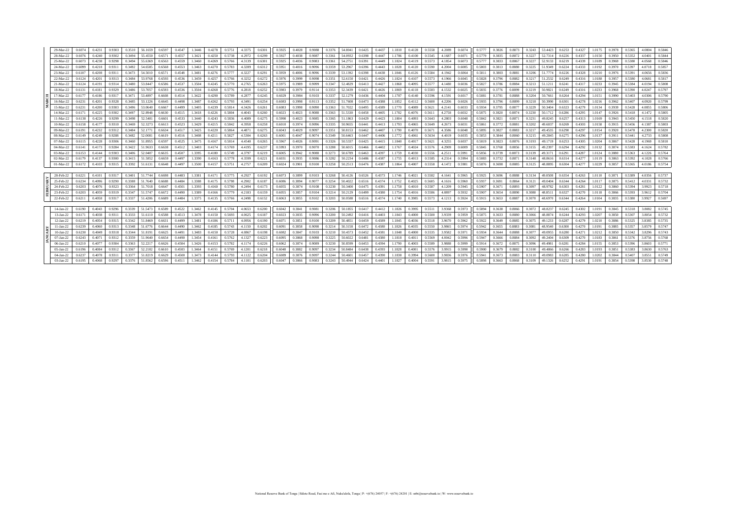| | | | | | | | | | | | | | | | | | | | | | | | | | | | | | | | | | | | | | | | |
|---|---|---|---|---|---|---|---|---|---|---|---|---|---|---|---|---|---|---|---|---|---|---|---|---|---|---|---|---|---|---|---|---|---|---|---|---|---|---|---|
| MARCH | 29-Mar-22 | 0.6074 | 0.4231 | 0.9303 | 0.3510 | 56.1659 | 0.6597 | 0.4547 | 1.3446 | 0.4278 | 0.5751 | 4.3375 | 0.6301 | 0.5925 | 0.4028 | 0.9088 | 0.3376 | 54.8041 | 0.6425 | 0.4437 | 1.1810 | 0.4128 | 0.5558 | 4.2089 | 0.6074 | 0.5777 | 0.3826 | 0.8873 | 0.3243 | 53.4423 | 0.6253 | 0.4327 | 1.0175 | 0.3978 | 0.5365 | 4.0804 | 0.5846 |
| | 28-Mar-22 | 0.6076 | 0.4240 | 0.9302 | 0.3494 | 55.4550 | 0.6571 | 0.4557 | 1.3421 | 0.4250 | 0.5738 | 4.2972 | 0.6299 | 0.5927 | 0.4038 | 0.9087 | 0.3361 | 54.0932 | 0.6398 | 0.4447 | 1.1786 | 0.4100 | 0.5545 | 4.1687 | 0.6071 | 0.5779 | 0.3835 | 0.8872 | 0.3227 | 52.7314 | 0.6226 | 0.4337 | 1.0150 | 0.3950 | 0.5352 | 4.0401 | 0.5844 |
| | 25-Mar-22 | 0.6073 | 0.4238 | 0.9298 | 0.3494 | 55.6369 | 0.6563 | 0.4559 | 1.3460 | 0.4269 | 0.5766 | 4.3139 | 0.6301 | 0.5925 | 0.4036 | 0.9083 | 0.3361 | 54.2751 | 0.6391 | 0.4449 | 1.1824 | 0.4119 | 0.5573 | 4.1854 | 0.6073 | 0.5777 | 0.3833 | 0.8867 | 0.3227 | 52.9133 | 0.6219 | 0.4339 | 1.0189 | 0.3969 | 0.5380 | 4.0568 | 0.5846 |
| | 24-Mar-22 | 0.6099 | 0.4218 | 0.9311 | 0.3492 | 54.6585 | 0.6568 | 0.4553 | 1.3463 | 0.4270 | 0.5783 | 4.3289 | 0.6312 | 0.5951 | 0.4016 | 0.9096 | 0.3359 | 53.2967 | 0.6396 | 0.4443 | 1.1828 | 0.4120 | 0.5590 | 4.2004 | 0.6085 | 0.5803 | 0.3813 | 0.8880 | 0.3225 | 51.9349 | 0.6224 | 0.4333 | 1.0192 | 0.3970 | 0.5397 | 4.0718 | 0.5857 |
| | 23-Mar-22 | 0.6107 | 0.4208 | 0.9311 | 0.3473 | 54.5010 | 0.6571 | 0.4548 | 1.3481 | 0.4276 | 0.5777 | 4.3227 | 0.6291 | 0.5959 | 0.4006 | 0.9096 | 0.3339 | 53.1392 | 0.6398 | 0.4438 | 1.1846 | 0.4126 | 0.5584 | 4.1942 | 0.6064 | 0.5811 | 0.3803 | 0.8881 | 0.3206 | 51.7774 | 0.6226 | 0.4328 | 1.0210 | 0.3976 | 0.5391 | 4.0656 | 0.5836 |
| | 22-Mar-22 | 0.6124 | 0.4201 | 0.9313 | 0.3484 | 53.9768 | 0.6593 | 0.4536 | 1.3459 | 0.4257 | 0.5766 | 4.3252 | 0.6272 | 0.5976 | 0.3999 | 0.9098 | 0.3351 | 52.6150 | 0.6421 | 0.4426 | 1.1824 | 0.4107 | 0.5573 | 4.1966 | 0.6045 | 0.5828 | 0.3796 | 0.8882 | 0.3217 | 51.2532 | 0.6249 | 0.4316 | 1.0188 | 0.3957 | 0.5380 | 4.0681 | 0.5817 |
| | 21-Mar-22 | 0.6124 | 0.4191 | 0.9314 | 0.3480 | 53.8447 | 0.6586 | 0.4537 | 1.3504 | 0.4245 | 0.5770 | 4.2765 | 0.6263 | 0.5975 | 0.3989 | 0.9099 | 0.3347 | 52.4829 | 0.6413 | 0.4427 | 1.1868 | 0.4095 | 0.5577 | 4.1480 | 0.6036 | 0.5827 | 0.3786 | 0.8884 | 0.3213 | 51.1211 | 0.6241 | 0.4317 | 1.0233 | 0.3945 | 0.5384 | 4.0194 | 0.5808 |
| | 18-Mar-22 | 0.6131 | 0.4181 | 0.9329 | 0.3486 | 53.7057 | 0.6593 | 0.4536 | 1.3504 | 0.4268 | 0.5776 | 4.2818 | 0.6252 | 0.5983 | 0.3979 | 0.9114 | 0.3353 | 52.3439 | 0.6421 | 0.4426 | 1.1869 | 0.4118 | 0.5583 | 4.1532 | 0.6025 | 0.5835 | 0.3776 | 0.8899 | 0.3219 | 50.9821 | 0.6249 | 0.4316 | 1.0233 | 0.3968 | 0.5390 | 4.0247 | 0.5797 |
| | 17-Mar-22 | 0.6177 | 0.4186 | 0.9317 | 0.3471 | 53.4897 | 0.6608 | 0.4514 | 1.3422 | 0.4290 | 0.5789 | 4.2877 | 0.6245 | 0.6029 | 0.3984 | 0.9103 | 0.3337 | 52.1279 | 0.6436 | 0.4404 | 1.1787 | 0.4140 | 0.5596 | 4.1591 | 0.6017 | 0.5881 | 0.3781 | 0.8888 | 0.3204 | 50.7661 | 0.6264 | 0.4294 | 1.0151 | 0.3990 | 0.5403 | 4.0306 | 0.5790 |
| | 16-Mar-22 | 0.6231 | 0.4201 | 0.9328 | 0.3485 | 53.1226 | 0.6645 | 0.4498 | 1.3487 | 0.4262 | 0.5793 | 4.3491 | 0.6254 | 0.6083 | 0.3998 | 0.9113 | 0.3352 | 51.7608 | 0.6473 | 0.4388 | 1.1852 | 0.4112 | 0.5600 | 4.2206 | 0.6026 | 0.5935 | 0.3796 | 0.8899 | 0.3218 | 50.3990 | 0.6301 | 0.4278 | 1.0216 | 0.3962 | 0.5407 | 4.0920 | 0.5799 |
| | 15-Mar-22 | 0.6231 | 0.4200 | 0.9303 | 0.3496 | 53.0640 | 0.6667 | 0.4499 | 1.3405 | 0.4239 | 0.5814 | 4.3426 | 0.6261 | 0.6083 | 0.3998 | 0.9090 | 0.3363 | 51.7022 | 0.6495 | 0.4389 | 1.1770 | 0.4089 | 0.5621 | 4.2141 | 0.6033 | 0.5934 | 0.3795 | 0.8877 | 0.3229 | 50.3404 | 0.6323 | 0.4279 | 1.0134 | 0.3939 | 0.5428 | 4.0855 | 0.5806 |
| | 14-Mar-22 | 0.6171 | 0.4225 | 0.9302 | 0.3497 | 52.8948 | 0.6630 | 0.4515 | 1.3418 | 0.4226 | 0.5804 | 4.4043 | 0.6260 | 0.6023 | 0.4023 | 0.9088 | 0.3363 | 51.5330 | 0.6458 | 0.4405 | 1.1782 | 0.4076 | 0.5611 | 4.2758 | 0.6032 | 0.5875 | 0.3820 | 0.8874 | 0.3230 | 50.1712 | 0.6286 | 0.4295 | 1.0147 | 0.3926 | 0.5418 | 4.1472 | 0.5805 |
| | 11-Mar-22 | 0.6138 | 0.4226 | 0.9299 | 0.3498 | 52.5481 | 0.6601 | 0.4533 | 1.3440 | 0.4243 | 0.5836 | 4.4089 | 0.6275 | 0.5990 | 0.4023 | 0.9085 | 0.3365 | 51.1863 | 0.6429 | 0.4423 | 1.1804 | 0.4093 | 0.5643 | 4.2803 | 0.6048 | 0.5842 | 0.3821 | 0.8871 | 0.3231 | 49.8245 | 0.6257 | 0.4313 | 1.0169 | 0.3943 | 0.5450 | 4.1518 | 0.5820 |
| | 10-Mar-22 | 0.6158 | 0.4177 | 0.9310 | 0.3469 | 52.3273 | 0.6613 | 0.4523 | 1.3429 | 0.4215 | 0.5842 | 4.3958 | 0.6258 | 0.6010 | 0.3974 | 0.9096 | 0.3335 | 50.9655 | 0.6441 | 0.4413 | 1.1793 | 0.4065 | 0.5649 | 4.2673 | 0.6031 | 0.5861 | 0.3772 | 0.8881 | 0.3202 | 49.6037 | 0.6269 | 0.4303 | 1.0158 | 0.3915 | 0.5456 | 4.1387 | 0.5803 |
| | 09-Mar-22 | 0.6191 | 0.4232 | 0.9312 | 0.3484 | 52.1771 | 0.6634 | 0.4517 | 1.3425 | 0.4220 | 0.5864 | 4.4871 | 0.6275 | 0.6043 | 0.4029 | 0.9097 | 0.3351 | 50.8153 | 0.6462 | 0.4407 | 1.1790 | 0.4070 | 0.5671 | 4.3586 | 0.6048 | 0.5895 | 0.3827 | 0.8883 | 0.3217 | 49.4535 | 0.6290 | 0.4297 | 1.0154 | 0.3920 | 0.5478 | 4.2300 | 0.5820 |
| | 08-Mar-22 | 0.6149 | 0.4249 | 0.9288 | 0.3482 | 52.0081 | 0.6619 | 0.4516 | 1.3408 | 0.4211 | 0.5827 | 4.5304 | 0.6263 | 0.6001 | 0.4047 | 0.9074 | 0.3349 | 50.6463 | 0.6447 | 0.4406 | 1.1772 | 0.4061 | 0.5634 | 4.4019 | 0.6035 | 0.5853 | 0.3844 | 0.8860 | 0.3215 | 49.2845 | 0.6275 | 0.4296 | 1.0137 | 0.3911 | 0.5441 | 4.2733 | 0.5808 |
| | 07-Mar-22 | 0.6115 | 0.4228 | 0.9306 | 0.3460 | 51.8955 | 0.6597 | 0.4525 | 1.3475 | 0.4167 | 0.5814 | 4.4540 | 0.6265 | 0.5967 | 0.4026 | 0.9091 | 0.3326 | 50.5337 | 0.6425 | 0.4415 | 1.1840 | 0.4017 | 0.5621 | 4.3255 | 0.6037 | 0.5819 | 0.3823 | 0.8876 | 0.3193 | 49.1719 | 0.6253 | 0.4305 | 1.0204 | 0.3867 | 0.5428 | 4.1969 | 0.5810 |
| | 04-Mar-22 | 0.6141 | 0.4173 | 0.9284 | 0.3422 | 51.9633 | 0.6638 | 0.4512 | 1.3403 | 0.4174 | 0.5769 | 4.4195 | 0.6237 | 0.5993 | 0.3970 | 0.9070 | 0.3288 | 50.6015 | 0.6466 | 0.4402 | 1.1767 | 0.4024 | 0.5576 | 4.2909 | 0.6009 | 0.5845 | 0.3768 | 0.8856 | 0.3155 | 49.2397 | 0.6294 | 0.4292 | 1.0132 | 0.3874 | 0.5383 | 4.1624 | 0.5782 |
| | 03-Mar-22 | 0.6153 | 0.4144 | 0.9303 | 0.3406 | 52.0407 | 0.6635 | 0.4507 | 1.3395 | 0.4180 | 0.5749 | 4.3797 | 0.6219 | 0.6005 | 0.3942 | 0.9088 | 0.3273 | 50.6789 | 0.6463 | 0.4397 | 1.1759 | 0.4030 | 0.5556 | 4.2511 | 0.5991 | 0.5856 | 0.3739 | 0.8873 | 0.3139 | 49.3171 | 0.6291 | 0.4287 | 1.0124 | 0.3880 | 0.5363 | 4.1226 | 0.5764 |
| | 02-Mar-22 | 0.6179 | 0.4137 | 0.9300 | 0.3415 | 51.5852 | 0.6659 | 0.4497 | 1.3390 | 0.4163 | 0.5778 | 4.3599 | 0.6221 | 0.6031 | 0.3935 | 0.9086 | 0.3282 | 50.2234 | 0.6486 | 0.4387 | 1.1755 | 0.4013 | 0.5585 | 4.2314 | 0.5994 | 0.5883 | 0.3732 | 0.8871 | 0.3148 | 48.8616 | 0.6314 | 0.4277 | 1.0119 | 0.3863 | 0.5392 | 4.1028 | 0.5766 |
| | 01-Mar-22 | 0.6172 | 0.4103 | 0.9315 | 0.3392 | 51.6131 | 0.6648 | 0.4497 | 1.3500 | 0.4157 | 0.5751 | 4.2757 | 0.6209 | 0.6024 | 0.3901 | 0.9100 | 0.3258 | 50.2513 | 0.6476 | 0.4387 | 1.1864 | 0.4007 | 0.5558 | 4.1472 | 0.5981 | 0.5876 | 0.3698 | 0.8885 | 0.3125 | 48.8895 | 0.6304 | 0.4277 | 1.0229 | 0.3857 | 0.5365 | 4.0186 | 0.5754 |
| FEBRUARY | 28-Feb-22 | 0.6221 | 0.4101 | 0.9317 | 0.3401 | 51.7744 | 0.6698 | 0.4483 | 1.3381 | 0.4171 | 0.5775 | 4.2927 | 0.6192 | 0.6073 | 0.3899 | 0.9103 | 0.3268 | 50.4126 | 0.6526 | 0.4373 | 1.1746 | 0.4021 | 0.5582 | 4.1641 | 0.5965 | 0.5925 | 0.3696 | 0.8888 | 0.3134 | 49.0508 | 0.6354 | 0.4263 | 1.0110 | 0.3871 | 0.5389 | 4.0356 | 0.5737 |
| | 25-Feb-22 | 0.6234 | 0.4096 | 0.9290 | 0.3388 | 51.7640 | 0.6688 | 0.4484 | 1.3388 | 0.4175 | 0.5798 | 4.2902 | 0.6187 | 0.6086 | 0.3894 | 0.9077 | 0.3254 | 50.4022 | 0.6516 | 0.4374 | 1.1752 | 0.4025 | 0.5605 | 4.1616 | 0.5960 | 0.5937 | 0.3691 | 0.8864 | 0.3121 | 49.0404 | 0.6344 | 0.4264 | 1.0117 | 0.3875 | 0.5412 | 4.0331 | 0.5732 |
| | 24-Feb-22 | 0.6203 | 0.4076 | 0.9323 | 0.3364 | 51.7018 | 0.6647 | 0.4501 | 1.3393 | 0.4160 | 0.5780 | 4.2494 | 0.6173 | 0.6055 | 0.3874 | 0.9108 | 0.3230 | 50.3400 | 0.6475 | 0.4391 | 1.1758 | 0.4010 | 0.5587 | 4.1209 | 0.5945 | 0.5907 | 0.3671 | 0.8893 | 0.3097 | 48.9782 | 0.6303 | 0.4281 | 1.0122 | 0.3860 | 0.5394 | 3.9923 | 0.5718 |
| | 23-Feb-22 | 0.6203 | 0.4059 | 0.9319 | 0.3347 | 51.5747 | 0.6672 | 0.4490 | 1.3389 | 0.4166 | 0.5779 | 4.2183 | 0.6159 | 0.6055 | 0.3857 | 0.9104 | 0.3214 | 50.2129 | 0.6499 | 0.4380 | 1.1754 | 0.4016 | 0.5586 | 4.0897 | 0.5932 | 0.5907 | 0.3654 | 0.8890 | 0.3080 | 48.8511 | 0.6327 | 0.4270 | 1.0118 | 0.3866 | 0.5393 | 3.9612 | 0.5704 |
| | 22-Feb-22 | 0.6211 | 0.4058 | 0.9317 | 0.3337 | 51.4206 | 0.6689 | 0.4484 | 1.3375 | 0.4135 | 0.5766 | 4.2498 | 0.6152 | 0.6063 | 0.3855 | 0.9102 | 0.3203 | 50.0588 | 0.6516 | 0.4374 | 1.1740 | 0.3985 | 0.5573 | 4.1213 | 0.5924 | 0.5915 | 0.3653 | 0.8887 | 0.3070 | 48.6970 | 0.6344 | 0.4264 | 1.0104 | 0.3835 | 0.5380 | 3.9927 | 0.5697 |
| JANUARY | 14-Jan-22 | 0.6190 | 0.4043 | 0.9296 | 0.3339 | 51.5473 | 0.6589 | 0.4522 | 1.3462 | 0.4145 | 0.5704 | 4.0653 | 0.6200 | 0.6042 | 0.3841 | 0.9081 | 0.3206 | 50.1855 | 0.6417 | 0.4412 | 1.1826 | 0.3995 | 0.5511 | 3.9368 | 0.5973 | 0.5894 | 0.3638 | 0.8866 | 0.3072 | 48.8237 | 0.6245 | 0.4302 | 1.0191 | 0.3845 | 0.5318 | 3.8082 | 0.5745 |
| | 13-Jan-22 | 0.6171 | 0.4038 | 0.9311 | 0.3333 | 51.6110 | 0.6588 | 0.4513 | 1.3478 | 0.4150 | 0.5693 | 4.0625 | 0.6187 | 0.6023 | 0.3835 | 0.9096 | 0.3200 | 50.2492 | 0.6416 | 0.4403 | 1.1843 | 0.4000 | 0.5500 | 3.9339 | 0.5959 | 0.5875 | 0.3633 | 0.8880 | 0.3066 | 48.8874 | 0.6244 | 0.4293 | 1.0207 | 0.3850 | 0.5307 | 3.8054 | 0.5732 |
| | 12-Jan-22 | 0.6219 | 0.4054 | 0.9315 | 0.3342 | 51.8469 | 0.6631 | 0.4499 | 1.3481 | 0.4186 | 0.5711 | 4.0956 | 0.6190 | 0.6071 | 0.3851 | 0.9100 | 0.3209 | 50.4851 | 0.6459 | 0.4389 | 1.1845 | 0.4036 | 0.5518 | 3.9670 | 0.5962 | 0.5922 | 0.3649 | 0.8885 | 0.3075 | 49.1233 | 0.6287 | 0.4279 | 1.0210 | 0.3886 | 0.5325 | 3.8385 | 0.5735 |
| | 11-Jan-22 | 0.6239 | 0.4060 | 0.9313 | 0.3348 | 51.6776 | 0.6644 | 0.4490 | 1.3462 | 0.4185 | 0.5743 | 4.1150 | 0.6202 | 0.6091 | 0.3858 | 0.9098 | 0.3214 | 50.3158 | 0.6472 | 0.4380 | 1.1826 | 0.4035 | 0.5550 | 3.9865 | 0.5974 | 0.5942 | 0.3655 | 0.8883 | 0.3081 | 48.9540 | 0.6300 | 0.4270 | 1.0191 | 0.3885 | 0.5357 | 3.8579 | 0.5747 |
| | 10-Jan-22 | 0.6230 | 0.4049 | 0.9318 | 0.3344 | 51.8191 | 0.6625 | 0.4491 | 1.3483 | 0.4150 | 0.5728 | 4.0867 | 0.6198 | 0.6082 | 0.3847 | 0.9103 | 0.3210 | 50.4573 | 0.6452 | 0.4381 | 1.1848 | 0.4000 | 0.5535 | 3.9582 | 0.5971 | 0.5934 | 0.3644 | 0.8888 | 0.3077 | 49.0955 | 0.6280 | 0.4271 | 1.0212 | 0.3850 | 0.5342 | 3.8296 | 0.5743 |
| | 07-Jan-22 | 0.6243 | 0.4071 | 0.9312 | 0.3359 | 51.9640 | 0.6654 | 0.4490 | 1.3454 | 0.4161 | 0.5762 | 4.1327 | 0.6223 | 0.6095 | 0.3868 | 0.9098 | 0.3225 | 50.6022 | 0.6481 | 0.4380 | 1.1818 | 0.4011 | 0.5569 | 4.0042 | 0.5996 | 0.5947 | 0.3666 | 0.8884 | 0.3092 | 49.2404 | 0.6309 | 0.4270 | 1.0183 | 0.3861 | 0.5376 | 3.8756 | 0.5768 |
| | 06-Jan-22 | 0.6210 | 0.4077 | 0.9304 | 0.3363 | 52.2217 | 0.6626 | 0.4504 | 1.3426 | 0.4153 | 0.5782 | 4.1174 | 0.6226 | 0.6062 | 0.3874 | 0.9089 | 0.3230 | 50.8599 | 0.6453 | 0.4394 | 1.1790 | 0.4003 | 0.5589 | 3.9888 | 0.5999 | 0.5914 | 0.3672 | 0.8875 | 0.3096 | 49.4981 | 0.6281 | 0.4284 | 1.0155 | 0.3853 | 0.5396 | 3.8603 | 0.5771 |
| | 05-Jan-22 | 0.6196 | 0.4084 | 0.9312 | 0.3367 | 52.2102 | 0.6610 | 0.4503 | 1.3464 | 0.4151 | 0.5769 | 4.1201 | 0.6218 | 0.6048 | 0.3882 | 0.9097 | 0.3234 | 50.8484 | 0.6438 | 0.4393 | 1.1828 | 0.4001 | 0.5576 | 3.9915 | 0.5990 | 0.5900 | 0.3679 | 0.8882 | 0.3100 | 49.4866 | 0.6266 | 0.4283 | 1.0193 | 0.3851 | 0.5383 | 3.8630 | 0.5763 |
| | 04-Jan-22 | 0.6237 | 0.4078 | 0.9311 | 0.3377 | 51.8219 | 0.6629 | 0.4500 | 1.3473 | 0.4144 | 0.5793 | 4.1122 | 0.6204 | 0.6089 | 0.3876 | 0.9097 | 0.3244 | 50.4601 | 0.6457 | 0.4390 | 1.1838 | 0.3994 | 0.5600 | 3.9836 | 0.5976 | 0.5941 | 0.3673 | 0.8883 | 0.3110 | 49.0983 | 0.6285 | 0.4280 | 1.0202 | 0.3844 | 0.5407 | 3.8551 | 0.5749 |
| | 03-Jan-22 | 0.6195 | 0.4068 | 0.9297 | 0.3376 | 51.8562 | 0.6596 | 0.4511 | 1.3462 | 0.4154 | 0.5784 | 4.1101 | 0.6203 | 0.6047 | 0.3866 | 0.9083 | 0.3243 | 50.4944 | 0.6424 | 0.4401 | 1.1827 | 0.4004 | 0.5591 | 3.9815 | 0.5975 | 0.5898 | 0.3663 | 0.8868 | 0.3109 | 49.1326 | 0.6252 | 0.4291 | 1.0191 | 0.3854 | 0.5398 | 3.8530 | 0.5748 |

National Reserve Bank of Tonga | Sālote Road, Fasi mo e Afi, Nuku'alofa, Tonga | P: +(676) 24057 | F: +(676) 24201 | E: nrbt@reservebank.to | W: www.reservebank.to